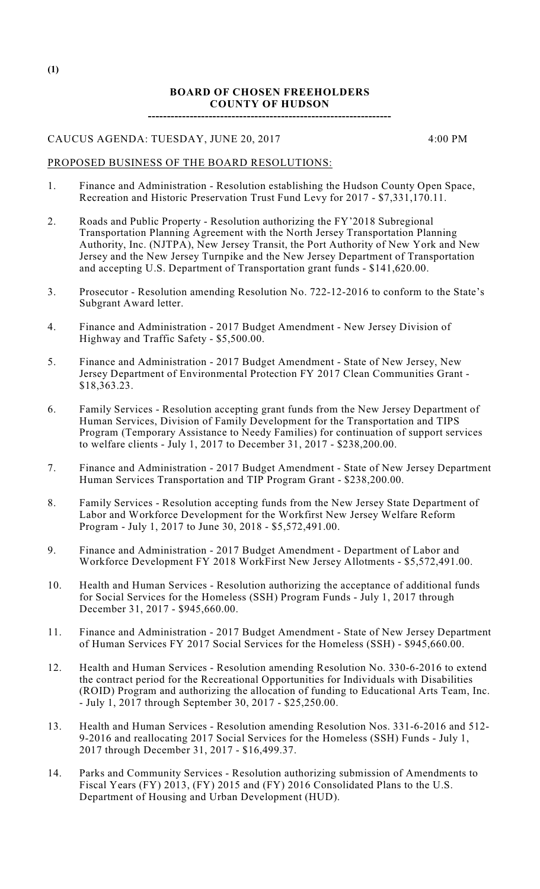(1)

**BOARD OF CHOSEN FREEHOLDERS**
**COUNTY OF HUDSON**

---

CAUCUS AGENDA: TUESDAY, JUNE 20, 2017 4:00 PM

PROPOSED BUSINESS OF THE BOARD RESOLUTIONS:

1. Finance and Administration - Resolution establishing the Hudson County Open Space, Recreation and Historic Preservation Trust Fund Levy for 2017 - $7,331,170.11.

2. Roads and Public Property - Resolution authorizing the FY'2018 Subregional Transportation Planning Agreement with the North Jersey Transportation Planning Authority, Inc. (NJTPA), New Jersey Transit, the Port Authority of New York and New Jersey and the New Jersey Turnpike and the New Jersey Department of Transportation and accepting U.S. Department of Transportation grant funds - $141,620.00.

3. Prosecutor - Resolution amending Resolution No. 722-12-2016 to conform to the State's Subgrant Award letter.

4. Finance and Administration - 2017 Budget Amendment - New Jersey Division of Highway and Traffic Safety - $5,500.00.

5. Finance and Administration - 2017 Budget Amendment - State of New Jersey, New Jersey Department of Environmental Protection FY 2017 Clean Communities Grant - $18,363.23.

6. Family Services - Resolution accepting grant funds from the New Jersey Department of Human Services, Division of Family Development for the Transportation and TIPS Program (Temporary Assistance to Needy Families) for continuation of support services to welfare clients - July 1, 2017 to December 31, 2017 - $238,200.00.

7. Finance and Administration - 2017 Budget Amendment - State of New Jersey Department Human Services Transportation and TIP Program Grant - $238,200.00.

8. Family Services - Resolution accepting funds from the New Jersey State Department of Labor and Workforce Development for the Workfirst New Jersey Welfare Reform Program - July 1, 2017 to June 30, 2018 - $5,572,491.00.

9. Finance and Administration - 2017 Budget Amendment - Department of Labor and Workforce Development FY 2018 WorkFirst New Jersey Allotments - $5,572,491.00.

10. Health and Human Services - Resolution authorizing the acceptance of additional funds for Social Services for the Homeless (SSH) Program Funds - July 1, 2017 through December 31, 2017 - $945,660.00.

11. Finance and Administration - 2017 Budget Amendment - State of New Jersey Department of Human Services FY 2017 Social Services for the Homeless (SSH) - $945,660.00.

12. Health and Human Services - Resolution amending Resolution No. 330-6-2016 to extend the contract period for the Recreational Opportunities for Individuals with Disabilities (ROID) Program and authorizing the allocation of funding to Educational Arts Team, Inc. - July 1, 2017 through September 30, 2017 - $25,250.00.

13. Health and Human Services - Resolution amending Resolution Nos. 331-6-2016 and 512-9-2016 and reallocating 2017 Social Services for the Homeless (SSH) Funds - July 1, 2017 through December 31, 2017 - $16,499.37.

14. Parks and Community Services - Resolution authorizing submission of Amendments to Fiscal Years (FY) 2013, (FY) 2015 and (FY) 2016 Consolidated Plans to the U.S. Department of Housing and Urban Development (HUD).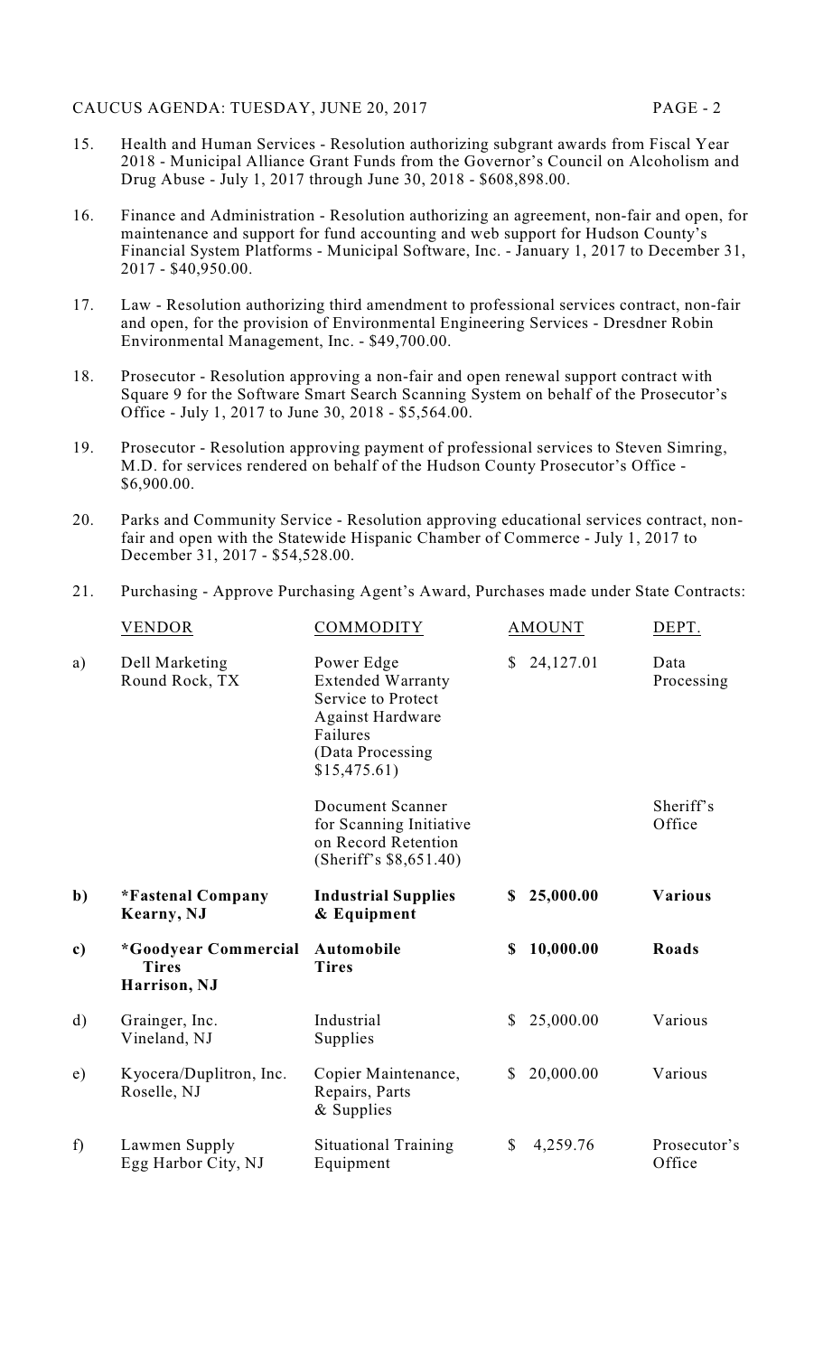15. Health and Human Services - Resolution authorizing subgrant awards from Fiscal Year 2018 - Municipal Alliance Grant Funds from the Governor's Council on Alcoholism and Drug Abuse - July 1, 2017 through June 30, 2018 - $608,898.00.

16. Finance and Administration - Resolution authorizing an agreement, non-fair and open, for maintenance and support for fund accounting and web support for Hudson County's Financial System Platforms - Municipal Software, Inc. - January 1, 2017 to December 31, 2017 - $40,950.00.

17. Law - Resolution authorizing third amendment to professional services contract, non-fair and open, for the provision of Environmental Engineering Services - Dresdner Robin Environmental Management, Inc. - $49,700.00.

18. Prosecutor - Resolution approving a non-fair and open renewal support contract with Square 9 for the Software Smart Search Scanning System on behalf of the Prosecutor's Office - July 1, 2017 to June 30, 2018 - $5,564.00.

19. Prosecutor - Resolution approving payment of professional services to Steven Simring, M.D. for services rendered on behalf of the Hudson County Prosecutor's Office - $6,900.00.

20. Parks and Community Service - Resolution approving educational services contract, non-fair and open with the Statewide Hispanic Chamber of Commerce - July 1, 2017 to December 31, 2017 - $54,528.00.

21. Purchasing - Approve Purchasing Agent's Award, Purchases made under State Contracts:

| | VENDOR | COMMODITY | AMOUNT | DEPT. |
|---|---|---|---|---|
| a) | Dell Marketing Round Rock, TX | Power Edge Extended Warranty Service to Protect Against Hardware Failures (Data Processing $15,475.61) | $ 24,127.01 | Data Processing |
| | | Document Scanner for Scanning Initiative on Record Retention (Sheriff's $8,651.40) | | Sheriff's Office |
| **b)** | ***Fastenal Company Kearny, NJ** | **Industrial Supplies & Equipment** | **$ 25,000.00** | **Various** |
| **c)** | ***Goodyear Commercial Tires Harrison, NJ** | **Automobile Tires** | **$ 10,000.00** | **Roads** |
| d) | Grainger, Inc. Vineland, NJ | Industrial Supplies | $ 25,000.00 | Various |
| e) | Kyocera/Duplitron, Inc. Roselle, NJ | Copier Maintenance, Repairs, Parts & Supplies | $ 20,000.00 | Various |
| f) | Lawmen Supply Egg Harbor City, NJ | Situational Training Equipment | $ 4,259.76 | Prosecutor's Office |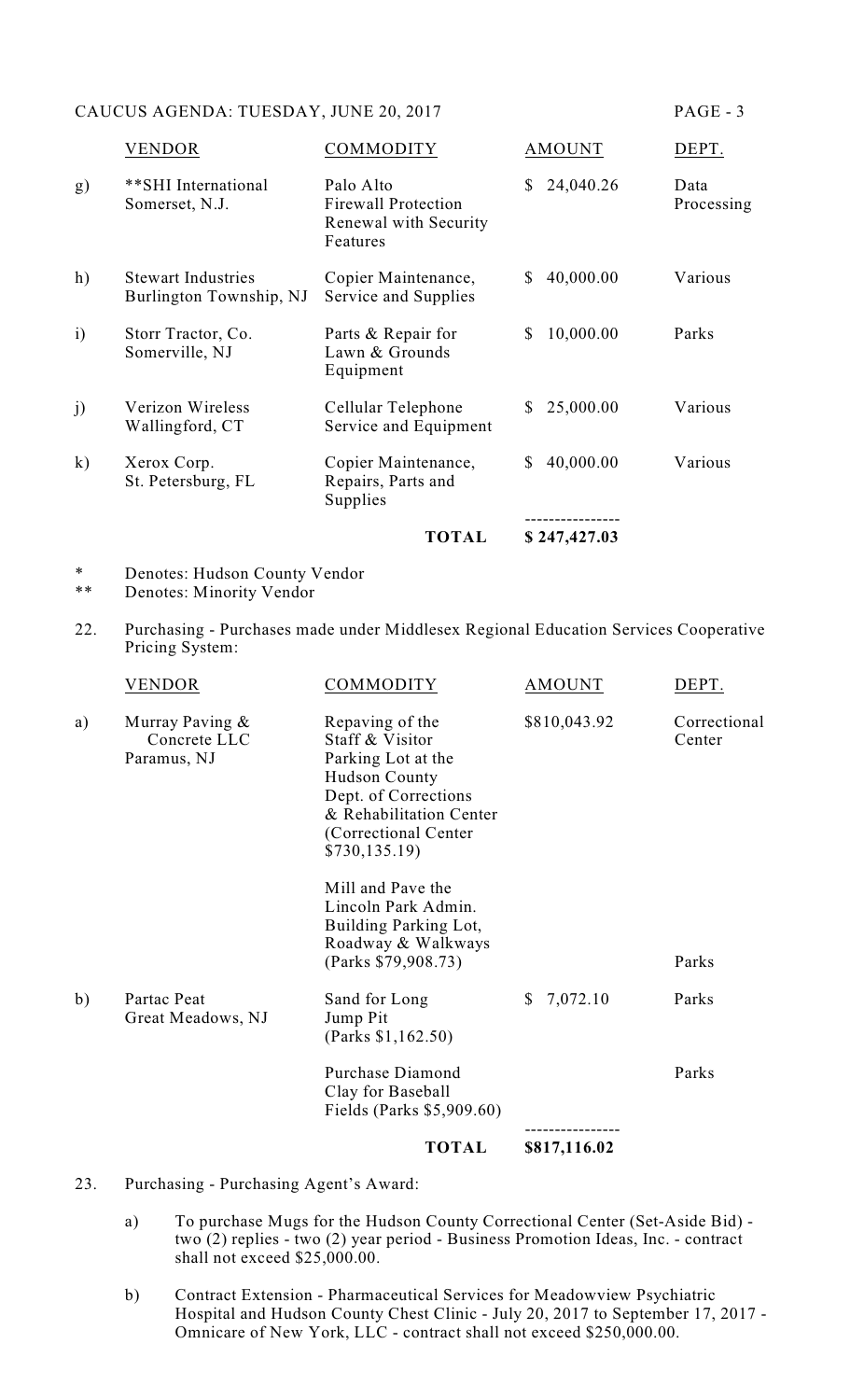| | VENDOR | COMMODITY | AMOUNT | DEPT. |
|---|---|---|---|---|
| g) | **SHI International<br>Somerset, N.J. | Palo Alto<br>Firewall Protection<br>Renewal with Security<br>Features | $ 24,040.26 | Data<br>Processing |
| h) | Stewart Industries<br>Burlington Township, NJ | Copier Maintenance,<br>Service and Supplies | $ 40,000.00 | Various |
| i) | Storr Tractor, Co.<br>Somerville, NJ | Parts & Repair for<br>Lawn & Grounds<br>Equipment | $ 10,000.00 | Parks |
| j) | Verizon Wireless<br>Wallingford, CT | Cellular Telephone<br>Service and Equipment | $ 25,000.00 | Various |
| k) | Xerox Corp.<br>St. Petersburg, FL | Copier Maintenance,<br>Repairs, Parts and<br>Supplies | $ 40,000.00 | Various |
| | | **TOTAL** | **$ 247,427.03** | |

\* Denotes: Hudson County Vendor
\*\* Denotes: Minority Vendor

22. Purchasing - Purchases made under Middlesex Regional Education Services Cooperative Pricing System:

| | VENDOR | COMMODITY | AMOUNT | DEPT. |
|---|---|---|---|---|
| a) | Murray Paving &<br>Concrete LLC<br>Paramus, NJ | Repaving of the<br>Staff & Visitor<br>Parking Lot at the<br>Hudson County<br>Dept. of Corrections<br>& Rehabilitation Center<br>(Correctional Center<br>$730,135.19) | $810,043.92 | Correctional<br>Center |
| | | Mill and Pave the<br>Lincoln Park Admin.<br>Building Parking Lot,<br>Roadway & Walkways<br>(Parks $79,908.73) | | Parks |
| b) | Partac Peat<br>Great Meadows, NJ | Sand for Long<br>Jump Pit<br>(Parks $1,162.50) | $ 7,072.10 | Parks |
| | | Purchase Diamond<br>Clay for Baseball<br>Fields (Parks $5,909.60) | | Parks |
| | | **TOTAL** | **$817,116.02** | |

23. Purchasing - Purchasing Agent's Award:

    a) To purchase Mugs for the Hudson County Correctional Center (Set-Aside Bid) - two (2) replies - two (2) year period - Business Promotion Ideas, Inc. - contract shall not exceed $25,000.00.

    b) Contract Extension - Pharmaceutical Services for Meadowview Psychiatric Hospital and Hudson County Chest Clinic - July 20, 2017 to September 17, 2017 - Omnicare of New York, LLC - contract shall not exceed $250,000.00.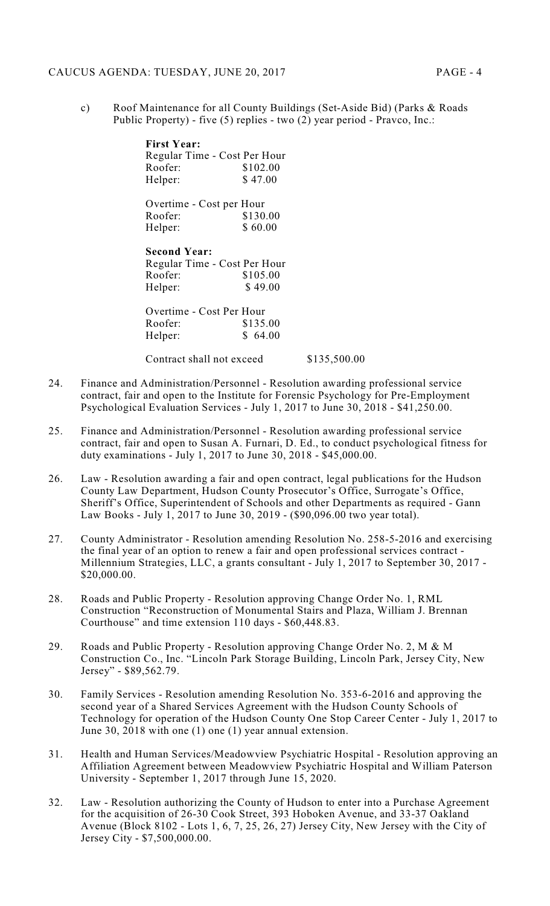c) Roof Maintenance for all County Buildings (Set-Aside Bid) (Parks & Roads Public Property) - five (5) replies - two (2) year period - Pravco, Inc.:

**First Year:**

Regular Time - Cost Per Hour

| | |
|---|---|
| Roofer: | $102.00 |
| Helper: | $ 47.00 |

Overtime - Cost per Hour

| | |
|---|---|
| Roofer: | $130.00 |
| Helper: | $ 60.00 |

**Second Year:**

Regular Time - Cost Per Hour

| | |
|---|---|
| Roofer: | $105.00 |
| Helper: | $ 49.00 |

Overtime - Cost Per Hour

| | |
|---|---|
| Roofer: | $135.00 |
| Helper: | $ 64.00 |

Contract shall not exceed $135,500.00

24. Finance and Administration/Personnel - Resolution awarding professional service contract, fair and open to the Institute for Forensic Psychology for Pre-Employment Psychological Evaluation Services - July 1, 2017 to June 30, 2018 - $41,250.00.

25. Finance and Administration/Personnel - Resolution awarding professional service contract, fair and open to Susan A. Furnari, D. Ed., to conduct psychological fitness for duty examinations - July 1, 2017 to June 30, 2018 - $45,000.00.

26. Law - Resolution awarding a fair and open contract, legal publications for the Hudson County Law Department, Hudson County Prosecutor's Office, Surrogate's Office, Sheriff's Office, Superintendent of Schools and other Departments as required - Gann Law Books - July 1, 2017 to June 30, 2019 - ($90,096.00 two year total).

27. County Administrator - Resolution amending Resolution No. 258-5-2016 and exercising the final year of an option to renew a fair and open professional services contract - Millennium Strategies, LLC, a grants consultant - July 1, 2017 to September 30, 2017 - $20,000.00.

28. Roads and Public Property - Resolution approving Change Order No. 1, RML Construction "Reconstruction of Monumental Stairs and Plaza, William J. Brennan Courthouse" and time extension 110 days - $60,448.83.

29. Roads and Public Property - Resolution approving Change Order No. 2, M & M Construction Co., Inc. "Lincoln Park Storage Building, Lincoln Park, Jersey City, New Jersey" - $89,562.79.

30. Family Services - Resolution amending Resolution No. 353-6-2016 and approving the second year of a Shared Services Agreement with the Hudson County Schools of Technology for operation of the Hudson County One Stop Career Center - July 1, 2017 to June 30, 2018 with one (1) one (1) year annual extension.

31. Health and Human Services/Meadowview Psychiatric Hospital - Resolution approving an Affiliation Agreement between Meadowview Psychiatric Hospital and William Paterson University - September 1, 2017 through June 15, 2020.

32. Law - Resolution authorizing the County of Hudson to enter into a Purchase Agreement for the acquisition of 26-30 Cook Street, 393 Hoboken Avenue, and 33-37 Oakland Avenue (Block 8102 - Lots 1, 6, 7, 25, 26, 27) Jersey City, New Jersey with the City of Jersey City - $7,500,000.00.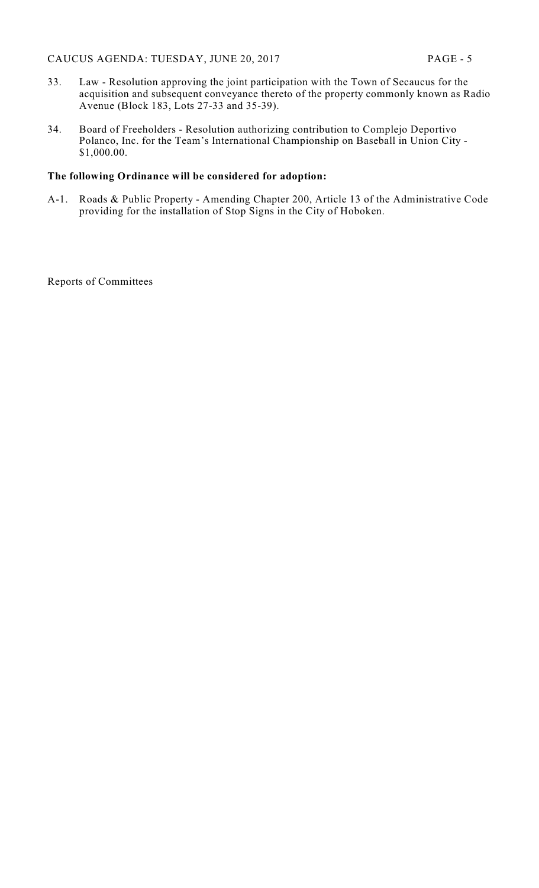33. Law - Resolution approving the joint participation with the Town of Secaucus for the acquisition and subsequent conveyance thereto of the property commonly known as Radio Avenue (Block 183, Lots 27-33 and 35-39).

34. Board of Freeholders - Resolution authorizing contribution to Complejo Deportivo Polanco, Inc. for the Team's International Championship on Baseball in Union City - $1,000.00.

**The following Ordinance will be considered for adoption:**

A-1. Roads & Public Property - Amending Chapter 200, Article 13 of the Administrative Code providing for the installation of Stop Signs in the City of Hoboken.

Reports of Committees